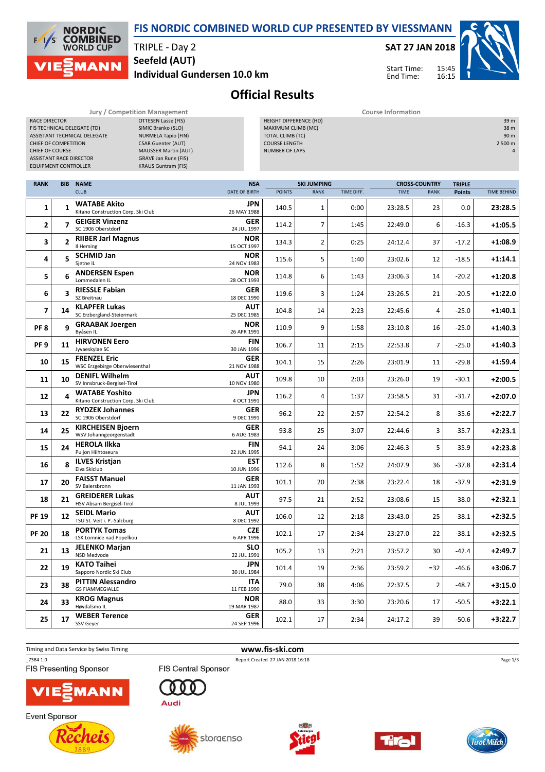# FIS NORDIC COMBINED WORLD CUP PRESENTED BY VIESSMANN

TRIPLE - Day 2

**SAT 27 JAN 2018**

**Seefeld (AUT)**

**Individual Gundersen 10.0 km**

Start Time: 15:45
End Time: 16:15

## Official Results

| Jury / Competition Management | |
|---|---|
| RACE DIRECTOR | OTTESEN Lasse (FIS) |
| FIS TECHNICAL DELEGATE (TD) | SIMIC Branko (SLO) |
| ASSISTANT TECHNICAL DELEGATE | NURMELA Tapio (FIN) |
| CHIEF OF COMPETITION | CSAR Guenter (AUT) |
| CHIEF OF COURSE | MAUSSER Martin (AUT) |
| ASSISTANT RACE DIRECTOR | GRAVE Jan Rune (FIS) |
| EQUIPMENT CONTROLLER | KRAUS Guntram (FIS) |

| Course Information | |
|---|---|
| HEIGHT DIFFERENCE (HD) | 39 m |
| MAXIMUM CLIMB (MC) | 38 m |
| TOTAL CLIMB (TC) | 90 m |
| COURSE LENGTH | 2 500 m |
| NUMBER OF LAPS | 4 |

| RANK | BIB | NAME / CLUB | NSA / DATE OF BIRTH | SKI JUMPING POINTS | SKI JUMPING RANK | SKI JUMPING TIME DIFF. | CROSS-COUNTRY TIME | CROSS-COUNTRY RANK | TRIPLE Points | TIME BEHIND |
|---|---|---|---|---|---|---|---|---|---|---|
| 1 | 1 | **WATABE Akito** Kitano Construction Corp. Ski Club | JPN 26 MAY 1988 | 140.5 | 1 | 0:00 | 23:28.5 | 23 | 0.0 | 23:28.5 |
| 2 | 7 | **GEIGER Vinzenz** SC 1906 Oberstdorf | GER 24 JUL 1997 | 114.2 | 7 | 1:45 | 22:49.0 | 6 | -16.3 | +1:05.5 |
| 3 | 2 | **RIIBER Jarl Magnus** Il Heming | NOR 15 OCT 1997 | 134.3 | 2 | 0:25 | 24:12.4 | 37 | -17.2 | +1:08.9 |
| 4 | 5 | **SCHMID Jan** Sjetne IL | NOR 24 NOV 1983 | 115.6 | 5 | 1:40 | 23:02.6 | 12 | -18.5 | +1:14.1 |
| 5 | 6 | **ANDERSEN Espen** Lommedalen IL | NOR 28 OCT 1993 | 114.8 | 6 | 1:43 | 23:06.3 | 14 | -20.2 | +1:20.8 |
| 6 | 3 | **RIESSLE Fabian** SZ Breitnau | GER 18 DEC 1990 | 119.6 | 3 | 1:24 | 23:26.5 | 21 | -20.5 | +1:22.0 |
| 7 | 14 | **KLAPFER Lukas** SC Erzbergland-Steiermark | AUT 25 DEC 1985 | 104.8 | 14 | 2:23 | 22:45.6 | 4 | -25.0 | +1:40.1 |
| PF 8 | 9 | **GRAABAK Joergen** Byåsen IL | NOR 26 APR 1991 | 110.9 | 9 | 1:58 | 23:10.8 | 16 | -25.0 | +1:40.3 |
| PF 9 | 11 | **HIRVONEN Eero** Jyvaeskylae SC | FIN 30 JAN 1996 | 106.7 | 11 | 2:15 | 22:53.8 | 7 | -25.0 | +1:40.3 |
| 10 | 15 | **FRENZEL Eric** WSC Erzgebirge Oberwiesenthal | GER 21 NOV 1988 | 104.1 | 15 | 2:26 | 23:01.9 | 11 | -29.8 | +1:59.4 |
| 11 | 10 | **DENIFL Wilhelm** SV Innsbruck-Bergisel-Tirol | AUT 10 NOV 1980 | 109.8 | 10 | 2:03 | 23:26.0 | 19 | -30.1 | +2:00.5 |
| 12 | 4 | **WATABE Yoshito** Kitano Construction Corp. Ski Club | JPN 4 OCT 1991 | 116.2 | 4 | 1:37 | 23:58.5 | 31 | -31.7 | +2:07.0 |
| 13 | 22 | **RYDZEK Johannes** SC 1906 Oberstdorf | GER 9 DEC 1991 | 96.2 | 22 | 2:57 | 22:54.2 | 8 | -35.6 | +2:22.7 |
| 14 | 25 | **KIRCHEISEN Bjoern** WSV Johanngeorgenstadt | GER 6 AUG 1983 | 93.8 | 25 | 3:07 | 22:44.6 | 3 | -35.7 | +2:23.1 |
| 15 | 24 | **HEROLA Ilkka** Puijon Hiihtoseura | FIN 22 JUN 1995 | 94.1 | 24 | 3:06 | 22:46.3 | 5 | -35.9 | +2:23.8 |
| 16 | 8 | **ILVES Kristjan** Elva Skiclub | EST 10 JUN 1996 | 112.6 | 8 | 1:52 | 24:07.9 | 36 | -37.8 | +2:31.4 |
| 17 | 20 | **FAISST Manuel** SV Baiersbronn | GER 11 JAN 1993 | 101.1 | 20 | 2:38 | 23:22.4 | 18 | -37.9 | +2:31.9 |
| 18 | 21 | **GREIDERER Lukas** HSV Absam Bergisel-Tirol | AUT 8 JUL 1993 | 97.5 | 21 | 2:52 | 23:08.6 | 15 | -38.0 | +2:32.1 |
| PF 19 | 12 | **SEIDL Mario** TSU St. Veit i. P.-Salzburg | AUT 8 DEC 1992 | 106.0 | 12 | 2:18 | 23:43.0 | 25 | -38.1 | +2:32.5 |
| PF 20 | 18 | **PORTYK Tomas** LSK Lomnice nad Popelkou | CZE 6 APR 1996 | 102.1 | 17 | 2:34 | 23:27.0 | 22 | -38.1 | +2:32.5 |
| 21 | 13 | **JELENKO Marjan** NSD Medvode | SLO 22 JUL 1991 | 105.2 | 13 | 2:21 | 23:57.2 | 30 | -42.4 | +2:49.7 |
| 22 | 19 | **KATO Taihei** Sapporo Nordic Ski Club | JPN 30 JUL 1984 | 101.4 | 19 | 2:36 | 23:59.2 | =32 | -46.6 | +3:06.7 |
| 23 | 38 | **PITTIN Alessandro** GS FIAMMEGIALLE | ITA 11 FEB 1990 | 79.0 | 38 | 4:06 | 22:37.5 | 2 | -48.7 | +3:15.0 |
| 24 | 33 | **KROG Magnus** Høydalsmo IL | NOR 19 MAR 1987 | 88.0 | 33 | 3:30 | 23:20.6 | 17 | -50.5 | +3:22.1 |
| 25 | 17 | **WEBER Terence** SSV Geyer | GER 24 SEP 1996 | 102.1 | 17 | 2:34 | 24:17.2 | 39 | -50.6 | +3:22.7 |

Timing and Data Service by Swiss Timing

www.fis-ski.com

_73B4 1.0 Report Created 27 JAN 2018 16:18

FIS Presenting Sponsor: VIESSMANN

FIS Central Sponsor: Audi

Event Sponsor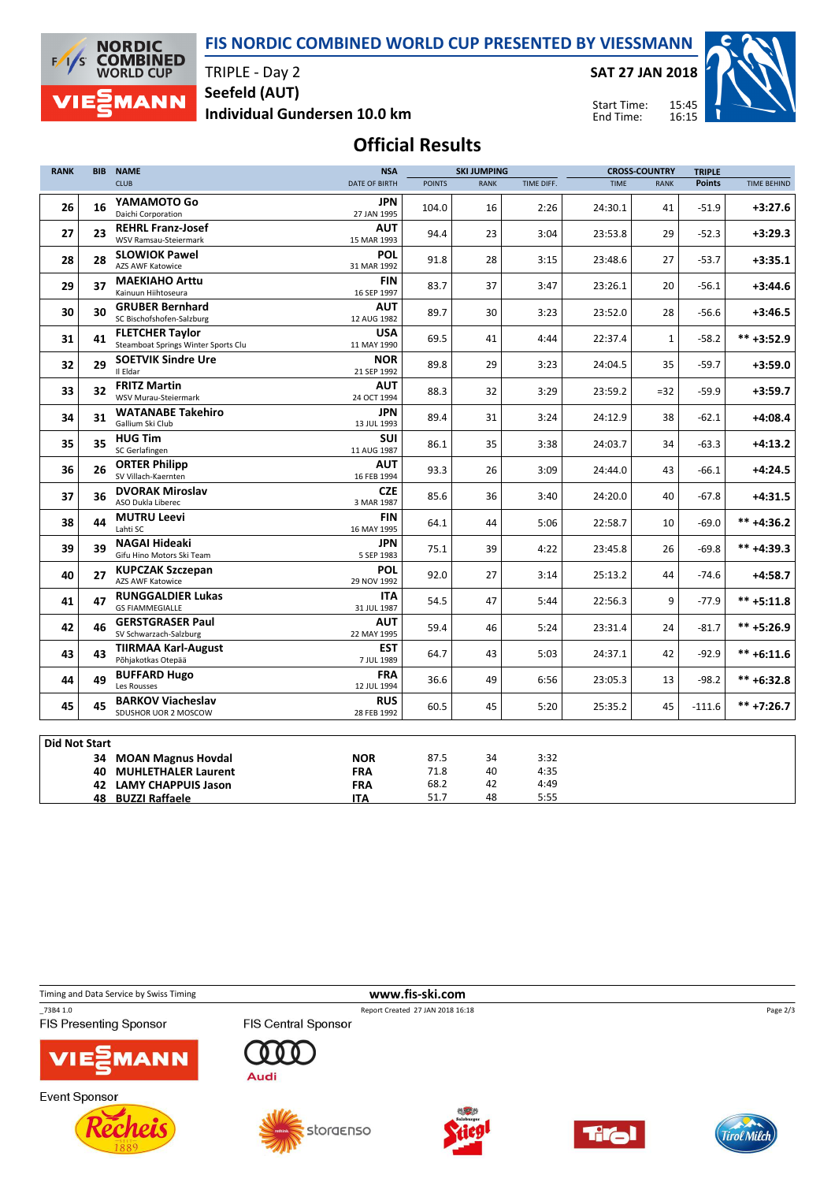# FIS NORDIC COMBINED WORLD CUP PRESENTED BY VIESSMANN

TRIPLE - Day 2
Seefeld (AUT)
Individual Gundersen 10.0 km

SAT 27 JAN 2018

Start Time: 15:45
End Time: 16:15

## Official Results

| RANK | BIB | NAME / CLUB | NSA / DATE OF BIRTH | SKI JUMPING POINTS | SKI JUMPING RANK | SKI JUMPING TIME DIFF. | CROSS-COUNTRY TIME | CROSS-COUNTRY RANK | TRIPLE Points | TIME BEHIND |
|---|---|---|---|---|---|---|---|---|---|---|
| 26 | 16 | **YAMAMOTO Go** Daichi Corporation | **JPN** 27 JAN 1995 | 104.0 | 16 | 2:26 | 24:30.1 | 41 | -51.9 | **+3:27.6** |
| 27 | 23 | **REHRL Franz-Josef** WSV Ramsau-Steiermark | **AUT** 15 MAR 1993 | 94.4 | 23 | 3:04 | 23:53.8 | 29 | -52.3 | **+3:29.3** |
| 28 | 28 | **SLOWIOK Pawel** AZS AWF Katowice | **POL** 31 MAR 1992 | 91.8 | 28 | 3:15 | 23:48.6 | 27 | -53.7 | **+3:35.1** |
| 29 | 37 | **MAEKIAHO Arttu** Kainuun Hiihtoseura | **FIN** 16 SEP 1997 | 83.7 | 37 | 3:47 | 23:26.1 | 20 | -56.1 | **+3:44.6** |
| 30 | 30 | **GRUBER Bernhard** SC Bischofshofen-Salzburg | **AUT** 12 AUG 1982 | 89.7 | 30 | 3:23 | 23:52.0 | 28 | -56.6 | **+3:46.5** |
| 31 | 41 | **FLETCHER Taylor** Steamboat Springs Winter Sports Clu | **USA** 11 MAY 1990 | 69.5 | 41 | 4:44 | 22:37.4 | 1 | -58.2 | **\*\* +3:52.9** |
| 32 | 29 | **SOETVIK Sindre Ure** Il Eldar | **NOR** 21 SEP 1992 | 89.8 | 29 | 3:23 | 24:04.5 | 35 | -59.7 | **+3:59.0** |
| 33 | 32 | **FRITZ Martin** WSV Murau-Steiermark | **AUT** 24 OCT 1994 | 88.3 | 32 | 3:29 | 23:59.2 | =32 | -59.9 | **+3:59.7** |
| 34 | 31 | **WATANABE Takehiro** Gallium Ski Club | **JPN** 13 JUL 1993 | 89.4 | 31 | 3:24 | 24:12.9 | 38 | -62.1 | **+4:08.4** |
| 35 | 35 | **HUG Tim** SC Gerlafingen | **SUI** 11 AUG 1987 | 86.1 | 35 | 3:38 | 24:03.7 | 34 | -63.3 | **+4:13.2** |
| 36 | 26 | **ORTER Philipp** SV Villach-Kaernten | **AUT** 16 FEB 1994 | 93.3 | 26 | 3:09 | 24:44.0 | 43 | -66.1 | **+4:24.5** |
| 37 | 36 | **DVORAK Miroslav** ASO Dukla Liberec | **CZE** 3 MAR 1987 | 85.6 | 36 | 3:40 | 24:20.0 | 40 | -67.8 | **+4:31.5** |
| 38 | 44 | **MUTRU Leevi** Lahti SC | **FIN** 16 MAY 1995 | 64.1 | 44 | 5:06 | 22:58.7 | 10 | -69.0 | **\*\* +4:36.2** |
| 39 | 39 | **NAGAI Hideaki** Gifu Hino Motors Ski Team | **JPN** 5 SEP 1983 | 75.1 | 39 | 4:22 | 23:45.8 | 26 | -69.8 | **\*\* +4:39.3** |
| 40 | 27 | **KUPCZAK Szczepan** AZS AWF Katowice | **POL** 29 NOV 1992 | 92.0 | 27 | 3:14 | 25:13.2 | 44 | -74.6 | **+4:58.7** |
| 41 | 47 | **RUNGGALDIER Lukas** GS FIAMMEGIALLE | **ITA** 31 JUL 1987 | 54.5 | 47 | 5:44 | 22:56.3 | 9 | -77.9 | **\*\* +5:11.8** |
| 42 | 46 | **GERSTGRASER Paul** SV Schwarzach-Salzburg | **AUT** 22 MAY 1995 | 59.4 | 46 | 5:24 | 23:31.4 | 24 | -81.7 | **\*\* +5:26.9** |
| 43 | 43 | **TIIRMAA Karl-August** Põhjakotkas Otepää | **EST** 7 JUL 1989 | 64.7 | 43 | 5:03 | 24:37.1 | 42 | -92.9 | **\*\* +6:11.6** |
| 44 | 49 | **BUFFARD Hugo** Les Rousses | **FRA** 12 JUL 1994 | 36.6 | 49 | 6:56 | 23:05.3 | 13 | -98.2 | **\*\* +6:32.8** |
| 45 | 45 | **BARKOV Viacheslav** SDUSHOR UOR 2 MOSCOW | **RUS** 28 FEB 1992 | 60.5 | 45 | 5:20 | 25:35.2 | 45 | -111.6 | **\*\* +7:26.7** |

### Did Not Start

| BIB | NAME | NSA | POINTS | RANK | TIME DIFF. |
|---|---|---|---|---|---|
| 34 | **MOAN Magnus Hovdal** | **NOR** | 87.5 | 34 | 3:32 |
| 40 | **MUHLETHALER Laurent** | **FRA** | 71.8 | 40 | 4:35 |
| 42 | **LAMY CHAPPUIS Jason** | **FRA** | 68.2 | 42 | 4:49 |
| 48 | **BUZZI Raffaele** | **ITA** | 51.7 | 48 | 5:55 |

Timing and Data Service by Swiss Timing — www.fis-ski.com

_73B4 1.0 — Report Created 27 JAN 2018 16:18

FIS Presenting Sponsor — FIS Central Sponsor — Event Sponsor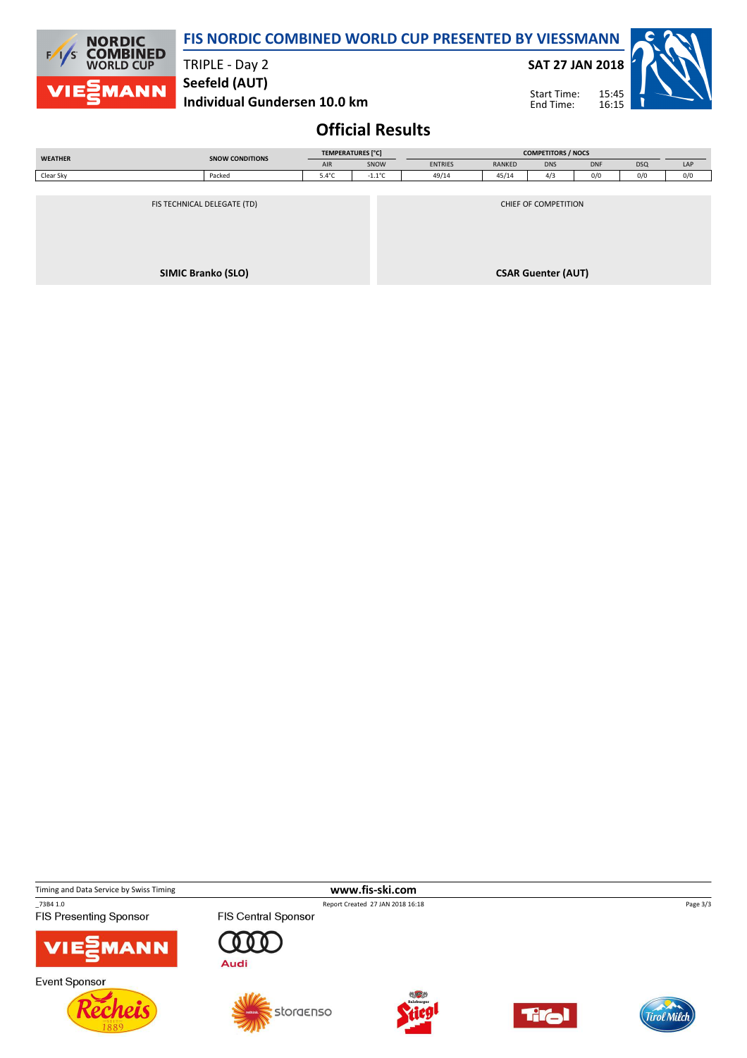# FIS NORDIC COMBINED WORLD CUP PRESENTED BY VIESSMANN

TRIPLE - Day 2

**Seefeld (AUT)**

**Individual Gundersen 10.0 km**

**SAT 27 JAN 2018**

Start Time: 15:45
End Time: 16:15

## Official Results

| WEATHER | SNOW CONDITIONS | TEMPERATURES [°C] | | COMPETITORS / NOCS | | | | | |
|---|---|---|---|---|---|---|---|---|---|
| | | AIR | SNOW | ENTRIES | RANKED | DNS | DNF | DSQ | LAP |
| Clear Sky | Packed | 5.4°C | -1.1°C | 49/14 | 45/14 | 4/3 | 0/0 | 0/0 | 0/0 |

| FIS TECHNICAL DELEGATE (TD) | CHIEF OF COMPETITION |
|---|---|
| **SIMIC Branko (SLO)** | **CSAR Guenter (AUT)** |

Timing and Data Service by Swiss Timing

www.fis-ski.com

_73B4 1.0

Report Created 27 JAN 2018 16:18

FIS Presenting Sponsor

FIS Central Sponsor

Event Sponsor